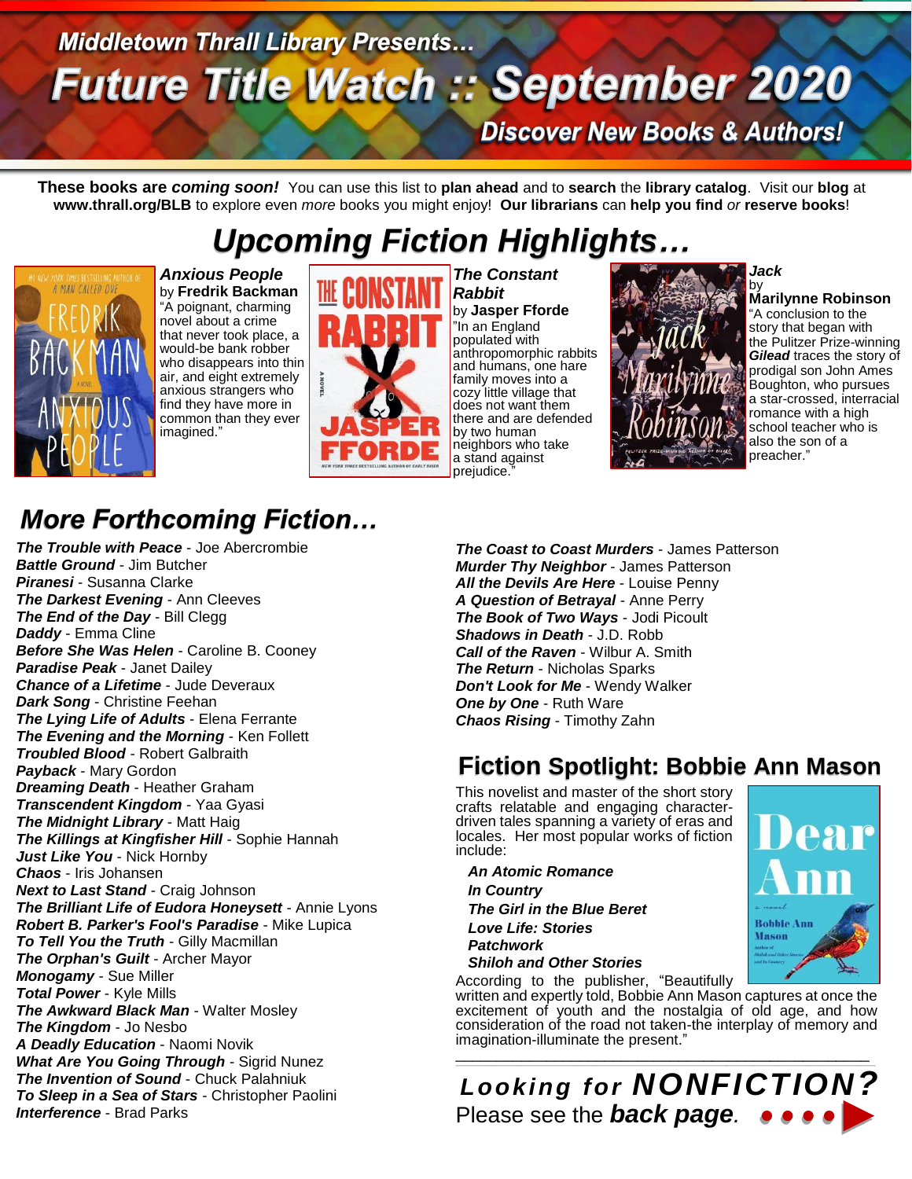Middletown Thrall Library Presents…

# Future Title Watch :: September 2020

**Discover New Books & Authors!**

**These books are *coming soon!*** You can use this list to **plan ahead** and to **search** the **library catalog**. Visit our **blog** at **www.thrall.org/BLB** to explore even *more* books you might enjoy! **Our librarians** can **help you find** *or* **reserve books**!

## *Upcoming Fiction Highlights…*

***Anxious People*** by **Fredrik Backman**
"A poignant, charming novel about a crime that never took place, a would-be bank robber who disappears into thin air, and eight extremely anxious strangers who find they have more in common than they ever imagined."

***The Constant Rabbit*** by **Jasper Fforde**
"In an England populated with anthropomorphic rabbits and humans, one hare family moves into a cozy little village that does not want them there and are defended by two human neighbors who take a stand against prejudice."

***Jack*** by **Marilynne Robinson**
"A conclusion to the story that began with the Pulitzer Prize-winning ***Gilead*** traces the story of prodigal son John Ames Boughton, who pursues a star-crossed, interracial romance with a high school teacher who is also the son of a preacher."

## *More Forthcoming Fiction…*

***The Trouble with Peace*** - Joe Abercrombie
***Battle Ground*** - Jim Butcher
***Piranesi*** - Susanna Clarke
***The Darkest Evening*** - Ann Cleeves
***The End of the Day*** - Bill Clegg
***Daddy*** - Emma Cline
***Before She Was Helen*** - Caroline B. Cooney
***Paradise Peak*** - Janet Dailey
***Chance of a Lifetime*** - Jude Deveraux
***Dark Song*** - Christine Feehan
***The Lying Life of Adults*** - Elena Ferrante
***The Evening and the Morning*** - Ken Follett
***Troubled Blood*** - Robert Galbraith
***Payback*** - Mary Gordon
***Dreaming Death*** - Heather Graham
***Transcendent Kingdom*** - Yaa Gyasi
***The Midnight Library*** - Matt Haig
***The Killings at Kingfisher Hill*** - Sophie Hannah
***Just Like You*** - Nick Hornby
***Chaos*** - Iris Johansen
***Next to Last Stand*** - Craig Johnson
***The Brilliant Life of Eudora Honeysett*** - Annie Lyons
***Robert B. Parker's Fool's Paradise*** - Mike Lupica
***To Tell You the Truth*** - Gilly Macmillan
***The Orphan's Guilt*** - Archer Mayor
***Monogamy*** - Sue Miller
***Total Power*** - Kyle Mills
***The Awkward Black Man*** - Walter Mosley
***The Kingdom*** - Jo Nesbo
***A Deadly Education*** - Naomi Novik
***What Are You Going Through*** - Sigrid Nunez
***The Invention of Sound*** - Chuck Palahniuk
***To Sleep in a Sea of Stars*** - Christopher Paolini
***Interference*** - Brad Parks
***The Coast to Coast Murders*** - James Patterson
***Murder Thy Neighbor*** - James Patterson
***All the Devils Are Here*** - Louise Penny
***A Question of Betrayal*** - Anne Perry
***The Book of Two Ways*** - Jodi Picoult
***Shadows in Death*** - J.D. Robb
***Call of the Raven*** - Wilbur A. Smith
***The Return*** - Nicholas Sparks
***Don't Look for Me*** - Wendy Walker
***One by One*** - Ruth Ware
***Chaos Rising*** - Timothy Zahn

## Fiction Spotlight: Bobbie Ann Mason

This novelist and master of the short story crafts relatable and engaging character-driven tales spanning a variety of eras and locales. Her most popular works of fiction include:

- ***An Atomic Romance***
- ***In Country***
- ***The Girl in the Blue Beret***
- ***Love Life: Stories***
- ***Patchwork***
- ***Shiloh and Other Stories***

According to the publisher, "Beautifully written and expertly told, Bobbie Ann Mason captures at once the excitement of youth and the nostalgia of old age, and how consideration of the road not taken-the interplay of memory and imagination-illuminate the present."

---

***Looking for NONFICTION?***
Please see the ***back page***.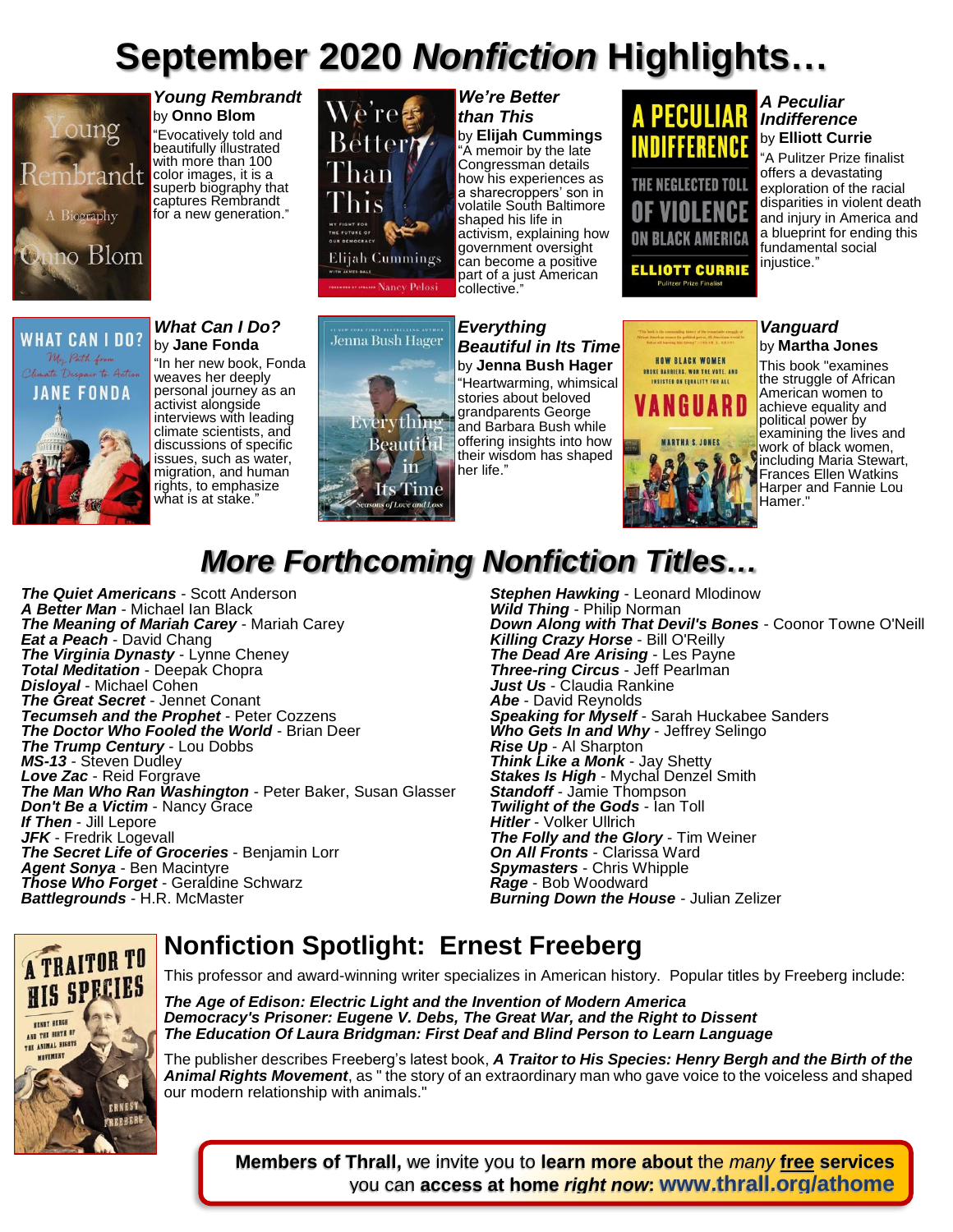# September 2020 *Nonfiction* Highlights…

***Young Rembrandt***
by **Onno Blom**
"Evocatively told and beautifully illustrated with more than 100 color images, it is a superb biography that captures Rembrandt for a new generation."

***We're Better than This***
by **Elijah Cummings**
"A memoir by the late Congressman details how his experiences as a sharecroppers' son in volatile South Baltimore shaped his life in activism, explaining how government oversight can become a positive part of a just American collective."

***A Peculiar Indifference***
by **Elliott Currie**
"A Pulitzer Prize finalist offers a devastating exploration of the racial disparities in violent death and injury in America and a blueprint for ending this fundamental social injustice."

***What Can I Do?***
by **Jane Fonda**
"In her new book, Fonda weaves her deeply personal journey as an activist alongside interviews with leading climate scientists, and discussions of specific issues, such as water, migration, and human rights, to emphasize what is at stake."

***Everything Beautiful in Its Time***
by **Jenna Bush Hager**
"Heartwarming, whimsical stories about beloved grandparents George and Barbara Bush while offering insights into how their wisdom has shaped her life."

***Vanguard***
by **Martha Jones**
This book "examines the struggle of African American women to achieve equality and political power by examining the lives and work of black women, including Maria Stewart, Frances Ellen Watkins Harper and Fannie Lou Hamer."

## *More Forthcoming Nonfiction Titles…*

***The Quiet Americans*** - Scott Anderson
***A Better Man*** - Michael Ian Black
***The Meaning of Mariah Carey*** - Mariah Carey
***Eat a Peach*** - David Chang
***The Virginia Dynasty*** - Lynne Cheney
***Total Meditation*** - Deepak Chopra
***Disloyal*** - Michael Cohen
***The Great Secret*** - Jennet Conant
***Tecumseh and the Prophet*** - Peter Cozzens
***The Doctor Who Fooled the World*** - Brian Deer
***The Trump Century*** - Lou Dobbs
***MS-13*** - Steven Dudley
***Love Zac*** - Reid Forgrave
***The Man Who Ran Washington*** - Peter Baker, Susan Glasser
***Don't Be a Victim*** - Nancy Grace
***If Then*** - Jill Lepore
***JFK*** - Fredrik Logevall
***The Secret Life of Groceries*** - Benjamin Lorr
***Agent Sonya*** - Ben Macintyre
***Those Who Forget*** - Geraldine Schwarz
***Battlegrounds*** - H.R. McMaster
***Stephen Hawking*** - Leonard Mlodinow
***Wild Thing*** - Philip Norman
***Down Along with That Devil's Bones*** - Coonor Towne O'Neill
***Killing Crazy Horse*** - Bill O'Reilly
***The Dead Are Arising*** - Les Payne
***Three-ring Circus*** - Jeff Pearlman
***Just Us*** - Claudia Rankine
***Abe*** - David Reynolds
***Speaking for Myself*** - Sarah Huckabee Sanders
***Who Gets In and Why*** - Jeffrey Selingo
***Rise Up*** - Al Sharpton
***Think Like a Monk*** - Jay Shetty
***Stakes Is High*** - Mychal Denzel Smith
***Standoff*** - Jamie Thompson
***Twilight of the Gods*** - Ian Toll
***Hitler*** - Volker Ullrich
***The Folly and the Glory*** - Tim Weiner
***On All Fronts*** - Clarissa Ward
***Spymasters*** - Chris Whipple
***Rage*** - Bob Woodward
***Burning Down the House*** - Julian Zelizer

## Nonfiction Spotlight: Ernest Freeberg

This professor and award-winning writer specializes in American history. Popular titles by Freeberg include:

***The Age of Edison: Electric Light and the Invention of Modern America***
***Democracy's Prisoner: Eugene V. Debs, The Great War, and the Right to Dissent***
***The Education Of Laura Bridgman: First Deaf and Blind Person to Learn Language***

The publisher describes Freeberg's latest book, ***A Traitor to His Species: Henry Bergh and the Birth of the Animal Rights Movement***, as " the story of an extraordinary man who gave voice to the voiceless and shaped our modern relationship with animals."

**Members of Thrall,** we invite you to **learn more about** the *many* **free services** you can **access at home** ***right now*:** **www.thrall.org/athome**